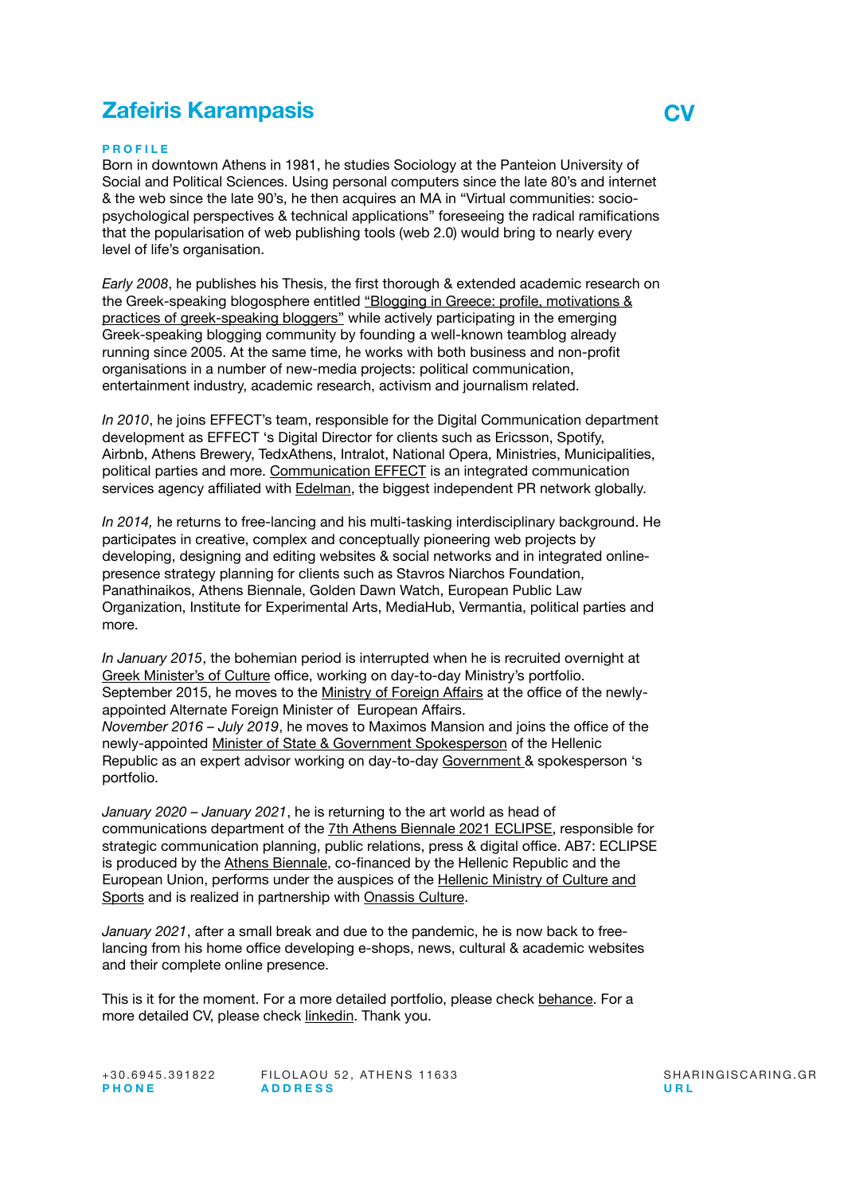# Zafeiris Karampasis

**CV**

## PROFILE

Born in downtown Athens in 1981, he studies Sociology at the Panteion University of Social and Political Sciences. Using personal computers since the late 80's and internet & the web since the late 90's, he then acquires an MA in "Virtual communities: socio-psychological perspectives & technical applications" foreseeing the radical ramifications that the popularisation of web publishing tools (web 2.0) would bring to nearly every level of life's organisation.

*Early 2008*, he publishes his Thesis, the first thorough & extended academic research on the Greek-speaking blogosphere entitled "Blogging in Greece: profile, motivations & practices of greek-speaking bloggers" while actively participating in the emerging Greek-speaking blogging community by founding a well-known teamblog already running since 2005. At the same time, he works with both business and non-profit organisations in a number of new-media projects: political communication, entertainment industry, academic research, activism and journalism related.

*In 2010*, he joins EFFECT's team, responsible for the Digital Communication department development as EFFECT 's Digital Director for clients such as Ericsson, Spotify, Airbnb, Athens Brewery, TedxAthens, Intralot, National Opera, Ministries, Municipalities, political parties and more. Communication EFFECT is an integrated communication services agency affiliated with Edelman, the biggest independent PR network globally.

*In 2014,* he returns to free-lancing and his multi-tasking interdisciplinary background. He participates in creative, complex and conceptually pioneering web projects by developing, designing and editing websites & social networks and in integrated online-presence strategy planning for clients such as Stavros Niarchos Foundation, Panathinaikos, Athens Biennale, Golden Dawn Watch, European Public Law Organization, Institute for Experimental Arts, MediaHub, Vermantia, political parties and more.

*In January 2015*, the bohemian period is interrupted when he is recruited overnight at Greek Minister's of Culture office, working on day-to-day Ministry's portfolio. September 2015, he moves to the Ministry of Foreign Affairs at the office of the newly-appointed Alternate Foreign Minister of European Affairs.
*November 2016 – July 2019*, he moves to Maximos Mansion and joins the office of the newly-appointed Minister of State & Government Spokesperson of the Hellenic Republic as an expert advisor working on day-to-day Government & spokesperson 's portfolio.

*January 2020 – January 2021*, he is returning to the art world as head of communications department of the 7th Athens Biennale 2021 ECLIPSE, responsible for strategic communication planning, public relations, press & digital office. AB7: ECLIPSE is produced by the Athens Biennale, co-financed by the Hellenic Republic and the European Union, performs under the auspices of the Hellenic Ministry of Culture and Sports and is realized in partnership with Onassis Culture.

*January 2021*, after a small break and due to the pandemic, he is now back to free-lancing from his home office developing e-shops, news, cultural & academic websites and their complete online presence.

This is it for the moment. For a more detailed portfolio, please check behance. For a more detailed CV, please check linkedin. Thank you.

+30.6945.391822
**PHONE**

FILOLAOU 52, ATHENS 11633
**ADDRESS**

SHARINGISCARING.GR
**URL**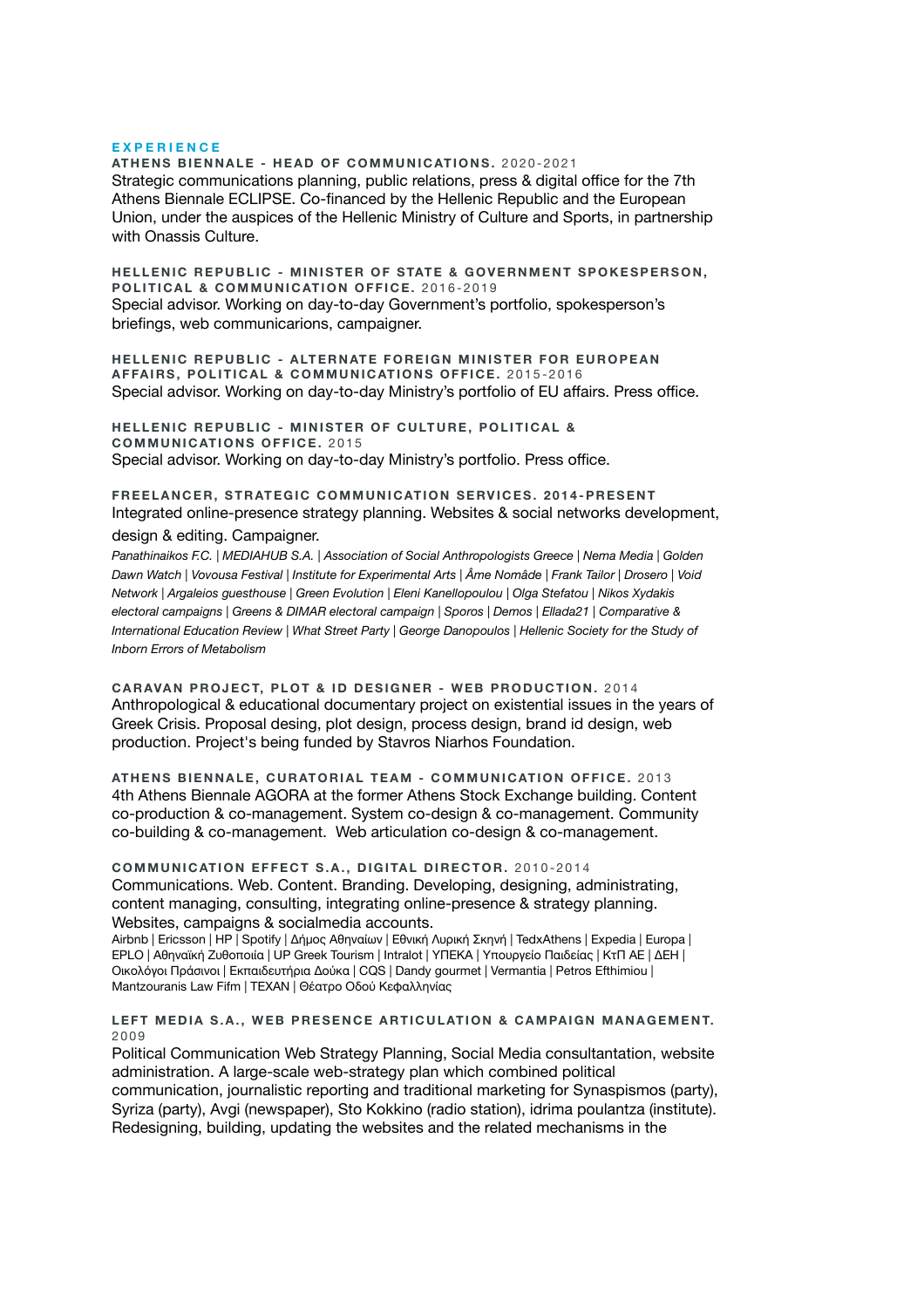## EXPERIENCE

**ATHENS BIENNALE - HEAD OF COMMUNICATIONS.** 2020-2021
Strategic communications planning, public relations, press & digital office for the 7th Athens Biennale ECLIPSE. Co-financed by the Hellenic Republic and the European Union, under the auspices of the Hellenic Ministry of Culture and Sports, in partnership with Onassis Culture.

**HELLENIC REPUBLIC - MINISTER OF STATE & GOVERNMENT SPOKESPERSON, POLITICAL & COMMUNICATION OFFICE.** 2016-2019
Special advisor. Working on day-to-day Government's portfolio, spokesperson's briefings, web communicarions, campaigner.

**HELLENIC REPUBLIC - ALTERNATE FOREIGN MINISTER FOR EUROPEAN AFFAIRS, POLITICAL & COMMUNICATIONS OFFICE.** 2015-2016
Special advisor. Working on day-to-day Ministry's portfolio of EU affairs. Press office.

**HELLENIC REPUBLIC - MINISTER OF CULTURE, POLITICAL & COMMUNICATIONS OFFICE.** 2015
Special advisor. Working on day-to-day Ministry's portfolio. Press office.

**FREELANCER, STRATEGIC COMMUNICATION SERVICES. 2014-PRESENT**
Integrated online-presence strategy planning. Websites & social networks development, design & editing. Campaigner.
*Panathinaikos F.C. | MEDIAHUB S.A. | Association of Social Anthropologists Greece | Nema Media | Golden Dawn Watch | Vovousa Festival | Institute for Experimental Arts | Âme Nomâde | Frank Tailor | Drosero | Void Network | Argaleios guesthouse | Green Evolution | Eleni Kanellopoulou | Olga Stefatou | Nikos Xydakis electoral campaigns | Greens & DIMAR electoral campaign | Sporos | Demos | Ellada21 | Comparative & International Education Review | What Street Party | George Danopoulos | Hellenic Society for the Study of Inborn Errors of Metabolism*

**CARAVAN PROJECT, PLOT & ID DESIGNER - WEB PRODUCTION.** 2014
Anthropological & educational documentary project on existential issues in the years of Greek Crisis. Proposal desing, plot design, process design, brand id design, web production. Project's being funded by Stavros Niarhos Foundation.

**ATHENS BIENNALE, CURATORIAL TEAM - COMMUNICATION OFFICE.** 2013
4th Athens Biennale AGORA at the former Athens Stock Exchange building. Content co-production & co-management. System co-design & co-management. Community co-building & co-management. Web articulation co-design & co-management.

**COMMUNICATION EFFECT S.A., DIGITAL DIRECTOR.** 2010-2014
Communications. Web. Content. Branding. Developing, designing, administrating, content managing, consulting, integrating online-presence & strategy planning. Websites, campaigns & socialmedia accounts.
Airbnb | Ericsson | HP | Spotify | Δήμος Αθηναίων | Εθνική Λυρική Σκηνή | TedxAthens | Expedia | Europa | EPLO | Αθηναϊκή Ζυθοποιία | UP Greek Tourism | Intralot | ΥΠΕΚΑ | Υπουργείο Παιδείας | ΚτΠ ΑΕ | ΔΕΗ | Οικολόγοι Πράσινοι | Εκπαιδευτήρια Δούκα | CQS | Dandy gourmet | Vermantia | Petros Efthimiou | Mantzouranis Law Fifm | TEXAN | Θέατρο Οδού Κεφαλληνίας

**LEFT MEDIA S.A., WEB PRESENCE ARTICULATION & CAMPAIGN MANAGEMENT.** 2009
Political Communication Web Strategy Planning, Social Media consultantation, website administration. A large-scale web-strategy plan which combined political communication, journalistic reporting and traditional marketing for Synaspismos (party), Syriza (party), Avgi (newspaper), Sto Kokkino (radio station), idrima poulantza (institute). Redesigning, building, updating the websites and the related mechanisms in the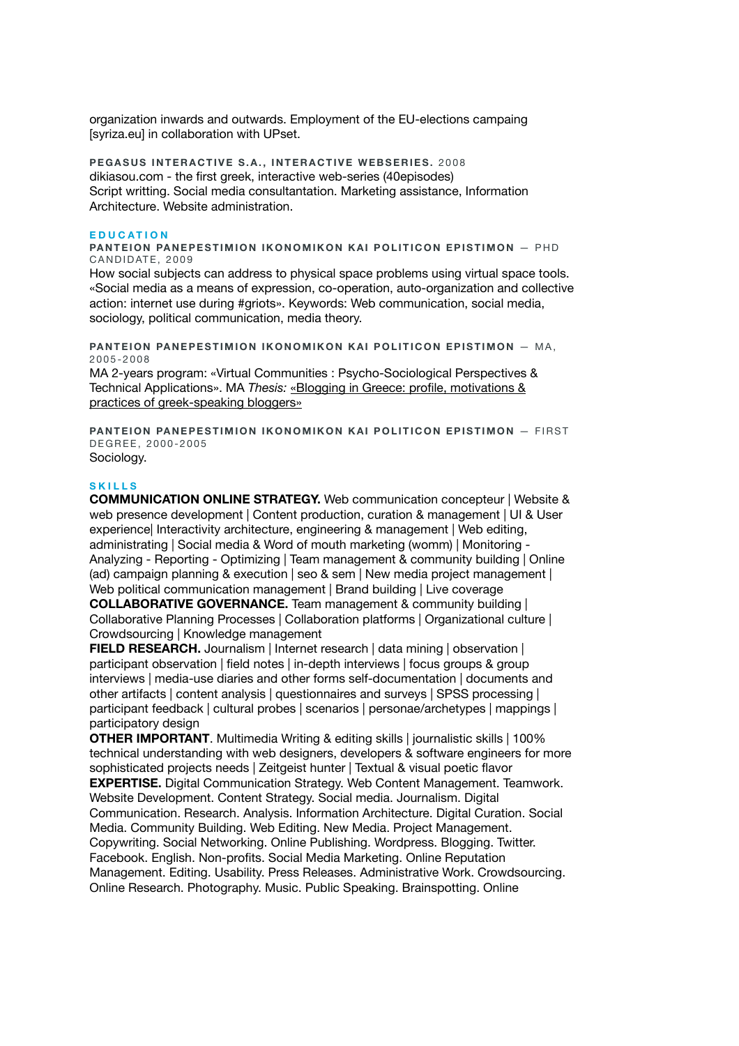organization inwards and outwards. Employment of the EU-elections campaing [syriza.eu] in collaboration with UPset.

**PEGASUS INTERACTIVE S.A., INTERACTIVE WEBSERIES.** 2008
dikiasou.com - the first greek, interactive web-series (40episodes)
Script writting. Social media consultantation. Marketing assistance, Information Architecture. Website administration.

## EDUCATION

**PANTEION PANEPESTIMION IKONOMIKON KAI POLITICON EPISTIMON** — PHD CANDIDATE, 2009
How social subjects can address to physical space problems using virtual space tools. «Social media as a means of expression, co-operation, auto-organization and collective action: internet use during #griots». Keywords: Web communication, social media, sociology, political communication, media theory.

**PANTEION PANEPESTIMION IKONOMIKON KAI POLITICON EPISTIMON** — MA, 2005-2008
MA 2-years program: «Virtual Communities : Psycho-Sociological Perspectives & Technical Applications». MA *Thesis:* «Blogging in Greece: profile, motivations & practices of greek-speaking bloggers»

**PANTEION PANEPESTIMION IKONOMIKON KAI POLITICON EPISTIMON** — FIRST DEGREE, 2000-2005
Sociology.

## SKILLS

**COMMUNICATION ONLINE STRATEGY.** Web communication concepteur | Website & web presence development | Content production, curation & management | UI & User experience| Interactivity architecture, engineering & management | Web editing, administrating | Social media & Word of mouth marketing (womm) | Monitoring - Analyzing - Reporting - Optimizing | Team management & community building | Online (ad) campaign planning & execution | seo & sem | New media project management | Web political communication management | Brand building | Live coverage
**COLLABORATIVE GOVERNANCE.** Team management & community building | Collaborative Planning Processes | Collaboration platforms | Organizational culture | Crowdsourcing | Knowledge management
**FIELD RESEARCH.** Journalism | Internet research | data mining | observation | participant observation | field notes | in-depth interviews | focus groups & group interviews | media-use diaries and other forms self-documentation | documents and other artifacts | content analysis | questionnaires and surveys | SPSS processing | participant feedback | cultural probes | scenarios | personae/archetypes | mappings | participatory design
**OTHER IMPORTANT**. Multimedia Writing & editing skills | journalistic skills | 100% technical understanding with web designers, developers & software engineers for more sophisticated projects needs | Zeitgeist hunter | Textual & visual poetic flavor
**EXPERTISE.** Digital Communication Strategy. Web Content Management. Teamwork. Website Development. Content Strategy. Social media. Journalism. Digital Communication. Research. Analysis. Information Architecture. Digital Curation. Social Media. Community Building. Web Editing. New Media. Project Management. Copywriting. Social Networking. Online Publishing. Wordpress. Blogging. Twitter. Facebook. English. Non-profits. Social Media Marketing. Online Reputation Management. Editing. Usability. Press Releases. Administrative Work. Crowdsourcing. Online Research. Photography. Music. Public Speaking. Brainspotting. Online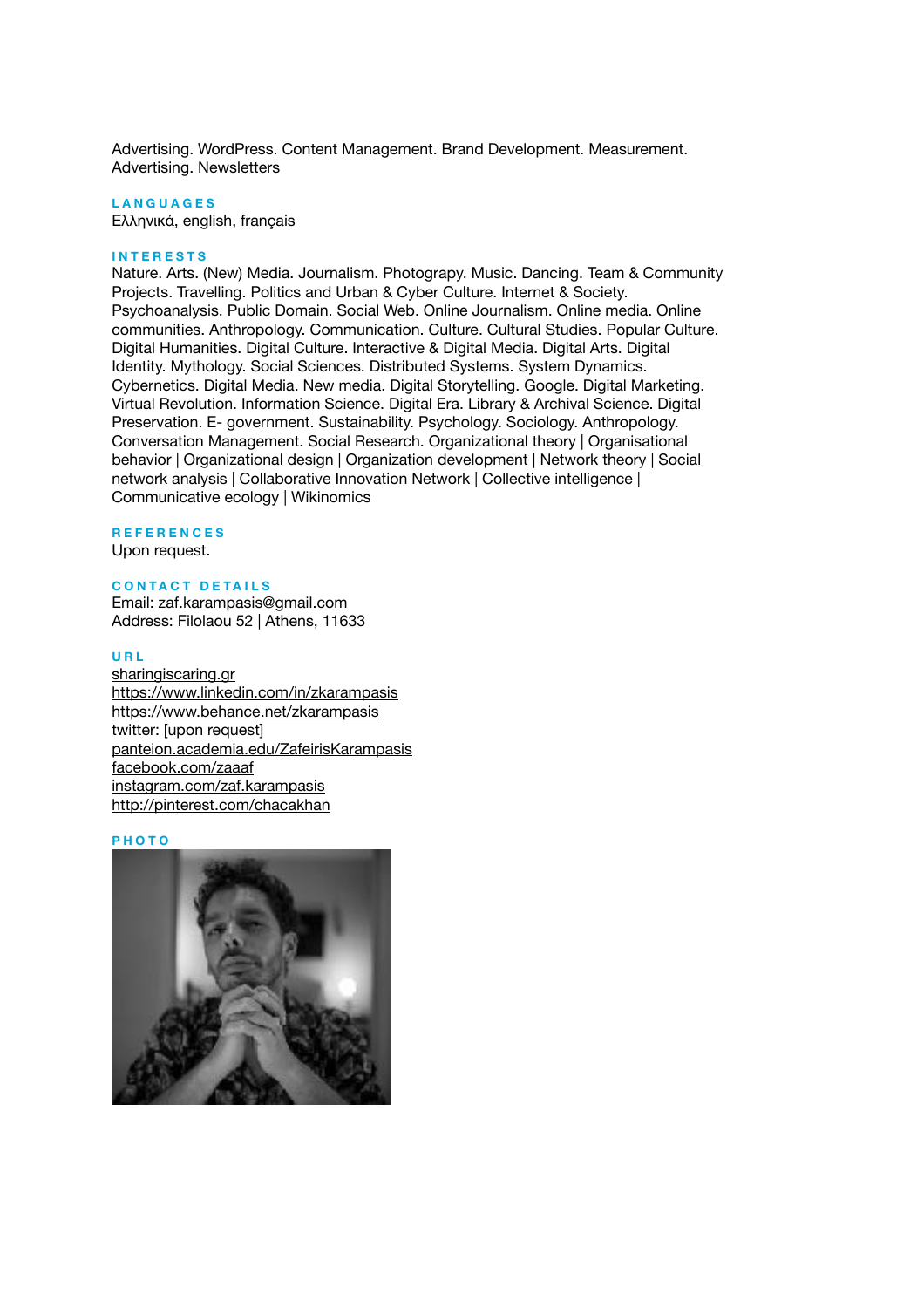Advertising. WordPress. Content Management. Brand Development. Measurement. Advertising. Newsletters

## LANGUAGES

Ελληνικά, english, français

## INTERESTS

Nature. Arts. (New) Media. Journalism. Photograpy. Music. Dancing. Team & Community Projects. Travelling. Politics and Urban & Cyber Culture. Internet & Society. Psychoanalysis. Public Domain. Social Web. Online Journalism. Online media. Online communities. Anthropology. Communication. Culture. Cultural Studies. Popular Culture. Digital Humanities. Digital Culture. Interactive & Digital Media. Digital Arts. Digital Identity. Mythology. Social Sciences. Distributed Systems. System Dynamics. Cybernetics. Digital Media. New media. Digital Storytelling. Google. Digital Marketing. Virtual Revolution. Information Science. Digital Era. Library & Archival Science. Digital Preservation. E- government. Sustainability. Psychology. Sociology. Anthropology. Conversation Management. Social Research. Organizational theory | Organisational behavior | Organizational design | Organization development | Network theory | Social network analysis | Collaborative Innovation Network | Collective intelligence | Communicative ecology | Wikinomics

## REFERENCES

Upon request.

## CONTACT DETAILS

Email: zaf.karampasis@gmail.com
Address: Filolaou 52 | Athens, 11633

## URL

sharingiscaring.gr
https://www.linkedin.com/in/zkarampasis
https://www.behance.net/zkarampasis
twitter: [upon request]
panteion.academia.edu/ZafeirisKarampasis
facebook.com/zaaaf
instagram.com/zaf.karampasis
http://pinterest.com/chacakhan

## PHOTO